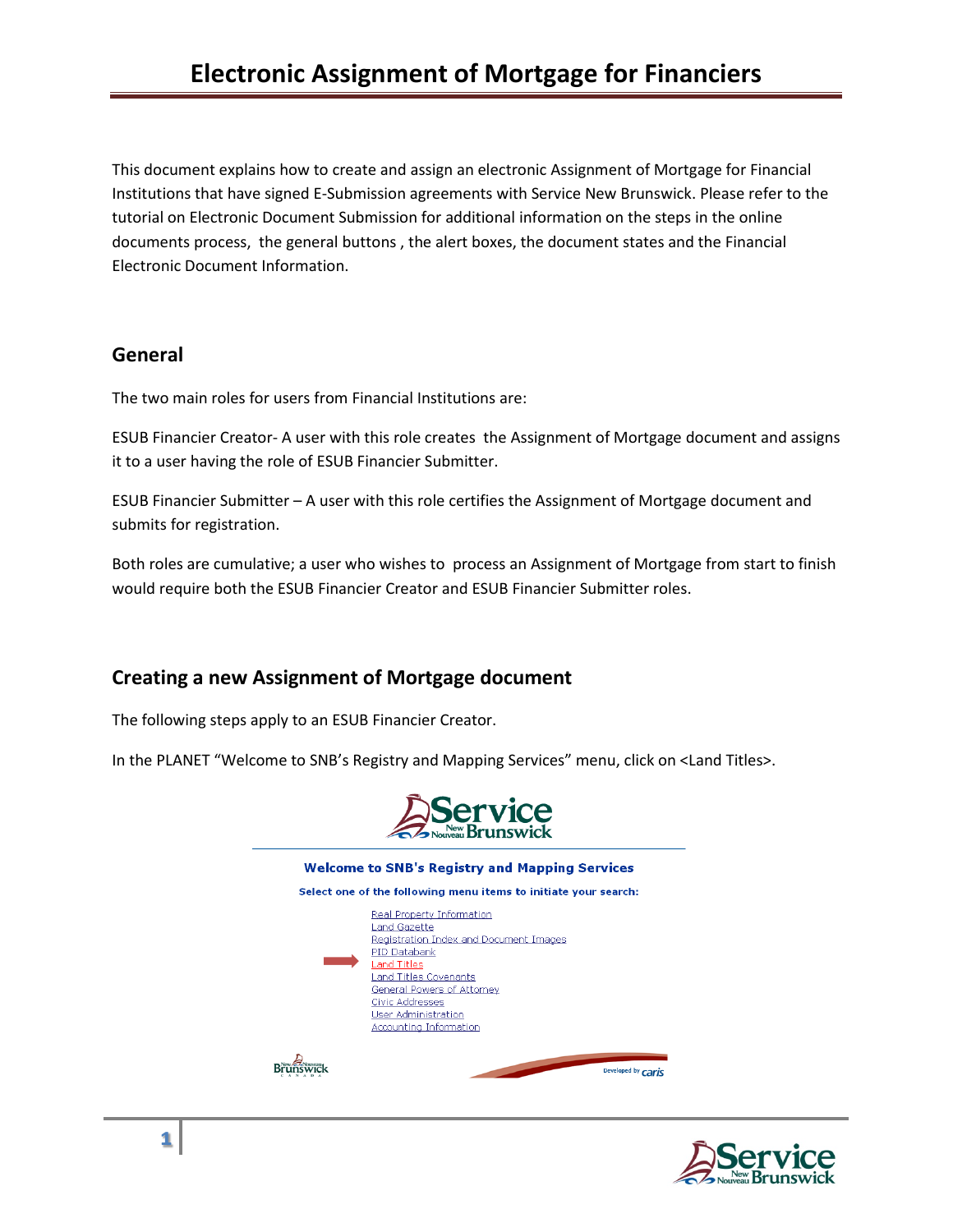# Electronic Assignment of Mortgage for Financiers

This document explains how to create and assign an electronic Assignment of Mortgage for Financial Institutions that have signed E-Submission agreements with Service New Brunswick. Please refer to the tutorial on Electronic Document Submission for additional information on the steps in the online documents process, the general buttons , the alert boxes, the document states and the Financial Electronic Document Information.

## General

The two main roles for users from Financial Institutions are:

ESUB Financier Creator- A user with this role creates the Assignment of Mortgage document and assigns it to a user having the role of ESUB Financier Submitter.

ESUB Financier Submitter – A user with this role certifies the Assignment of Mortgage document and submits for registration.

Both roles are cumulative; a user who wishes to process an Assignment of Mortgage from start to finish would require both the ESUB Financier Creator and ESUB Financier Submitter roles.

## Creating a new Assignment of Mortgage document

The following steps apply to an ESUB Financier Creator.

In the PLANET "Welcome to SNB's Registry and Mapping Services" menu, click on <Land Titles>.

Welcome to SNB's Registry and Mapping Services

Select one of the following menu items to initiate your search:

- Real Property Information
- Land Gazette
- Registration Index and Document Images
- PID Databank
- Land Titles
- Land Titles Covenants
- General Powers of Attorney
- Civic Addresses
- User Administration
- Accounting Information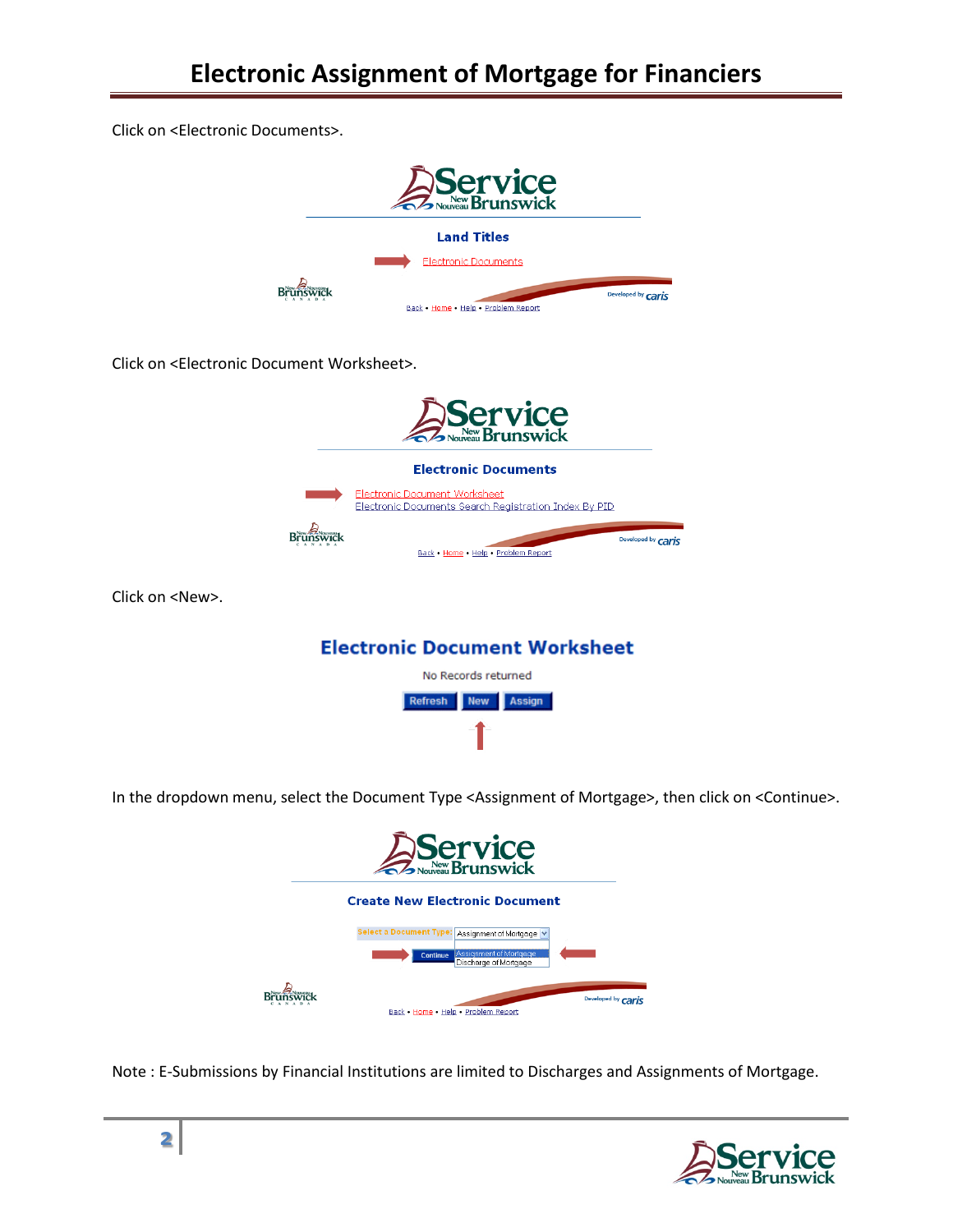Click on <Electronic Documents>.

Click on <Electronic Document Worksheet>.

Click on <New>.

In the dropdown menu, select the Document Type <Assignment of Mortgage>, then click on <Continue>.

Note : E-Submissions by Financial Institutions are limited to Discharges and Assignments of Mortgage.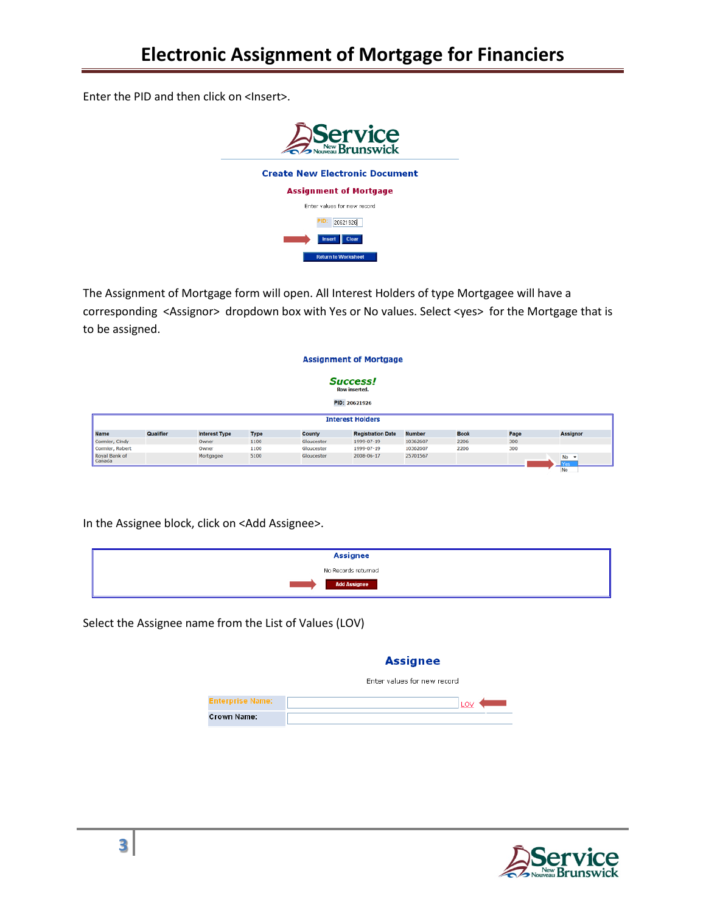Enter the PID and then click on <Insert>.

The Assignment of Mortgage form will open. All Interest Holders of type Mortgagee will have a corresponding <Assignor> dropdown box with Yes or No values. Select <yes> for the Mortgage that is to be assigned.

In the Assignee block, click on <Add Assignee>.

Select the Assignee name from the List of Values (LOV)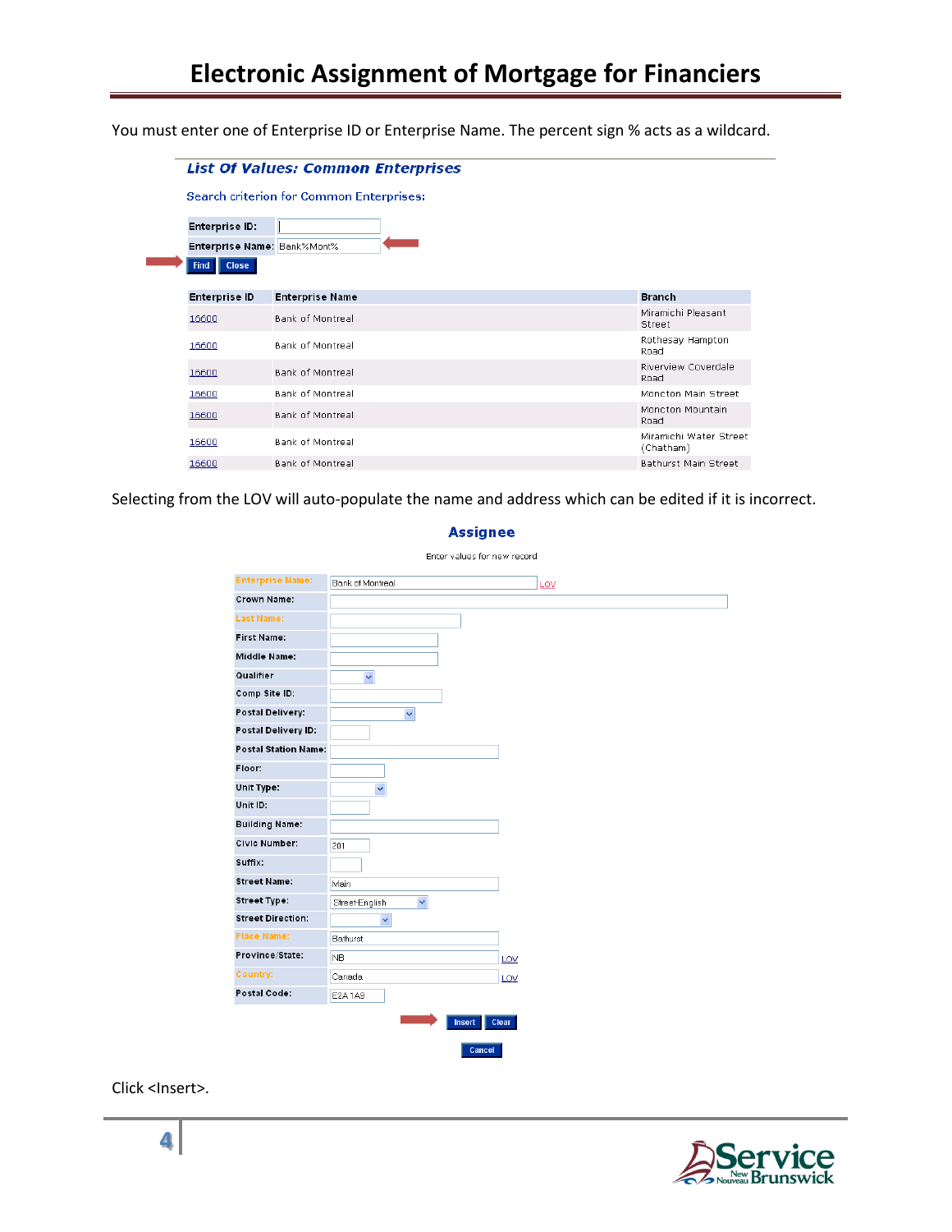You must enter one of Enterprise ID or Enterprise Name. The percent sign % acts as a wildcard.

**List Of Values: Common Enterprises**

Search criterion for Common Enterprises:

Enterprise ID:

Enterprise Name: Bank%Mont%

Find Close

| Enterprise ID | Enterprise Name | Branch |
|---|---|---|
| 16600 | Bank of Montreal | Miramichi Pleasant Street |
| 16600 | Bank of Montreal | Rothesay Hampton Road |
| 16600 | Bank of Montreal | Riverview Coverdale Road |
| 16600 | Bank of Montreal | Moncton Main Street |
| 16600 | Bank of Montreal | Moncton Mountain Road |
| 16600 | Bank of Montreal | Miramichi Water Street (Chatham) |
| 16600 | Bank of Montreal | Bathurst Main Street |

Selecting from the LOV will auto-populate the name and address which can be edited if it is incorrect.

**Assignee**

Enter values for new record

| Field | Value |
|---|---|
| Enterprise Name: | Bank of Montreal (LOV) |
| Crown Name: | |
| Last Name: | |
| First Name: | |
| Middle Name: | |
| Qualifier | |
| Comp Site ID: | |
| Postal Delivery: | |
| Postal Delivery ID: | |
| Postal Station Name: | |
| Floor: | |
| Unit Type: | |
| Unit ID: | |
| Building Name: | |
| Civic Number: | 201 |
| Suffix: | |
| Street Name: | Main |
| Street Type: | Street-English |
| Street Direction: | |
| Place Name: | Bathurst |
| Province/State: | NB (LOV) |
| Country: | Canada (LOV) |
| Postal Code: | E2A 1A9 |

Insert Clear

Cancel

Click <Insert>.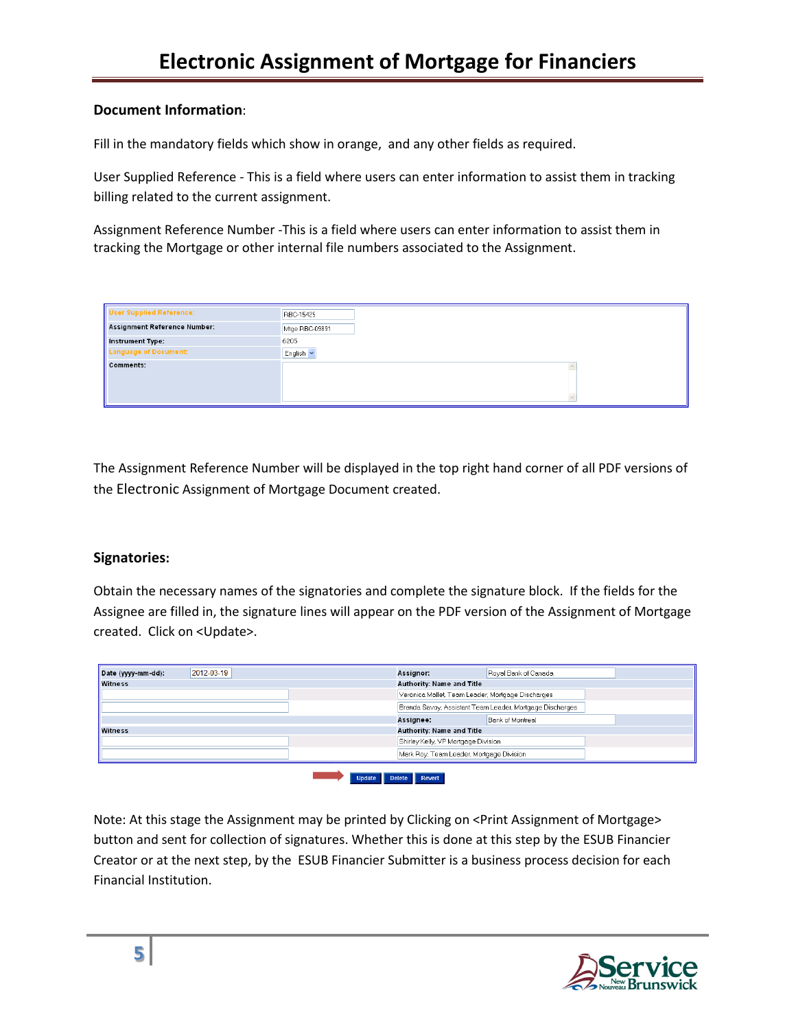# Electronic Assignment of Mortgage for Financiers

**Document Information**:

Fill in the mandatory fields which show in orange, and any other fields as required.

User Supplied Reference - This is a field where users can enter information to assist them in tracking billing related to the current assignment.

Assignment Reference Number -This is a field where users can enter information to assist them in tracking the Mortgage or other internal file numbers associated to the Assignment.

| | |
|---|---|
| User Supplied Reference: | RBC-15425 |
| Assignment Reference Number: | Mtge RBC-09891 |
| Instrument Type: | 6205 |
| Language of Document: | English |
| Comments: | |

The Assignment Reference Number will be displayed in the top right hand corner of all PDF versions of the Electronic Assignment of Mortgage Document created.

**Signatories:**

Obtain the necessary names of the signatories and complete the signature block. If the fields for the Assignee are filled in, the signature lines will appear on the PDF version of the Assignment of Mortgage created. Click on <Update>.

| Date (yyyy-mm-dd): | 2012-03-19 | Assignor: | Royal Bank of Canada |
|---|---|---|---|
| Witness | | Authority: Name and Title | |
| | | Veronica Mallet, Team Leader, Mortgage Discharges | |
| | | Brenda Savoy, Assistant Team Leader, Mortgage Discharges | |
| | | Assignee: | Bank of Montreal |
| Witness | | Authority: Name and Title | |
| | | Shirley Kelly, VP Mortgage Division | |
| | | Mark Roy, Team Leader, Mortgage Division | |

Update | Delete | Revert

Note: At this stage the Assignment may be printed by Clicking on <Print Assignment of Mortgage> button and sent for collection of signatures. Whether this is done at this step by the ESUB Financier Creator or at the next step, by the ESUB Financier Submitter is a business process decision for each Financial Institution.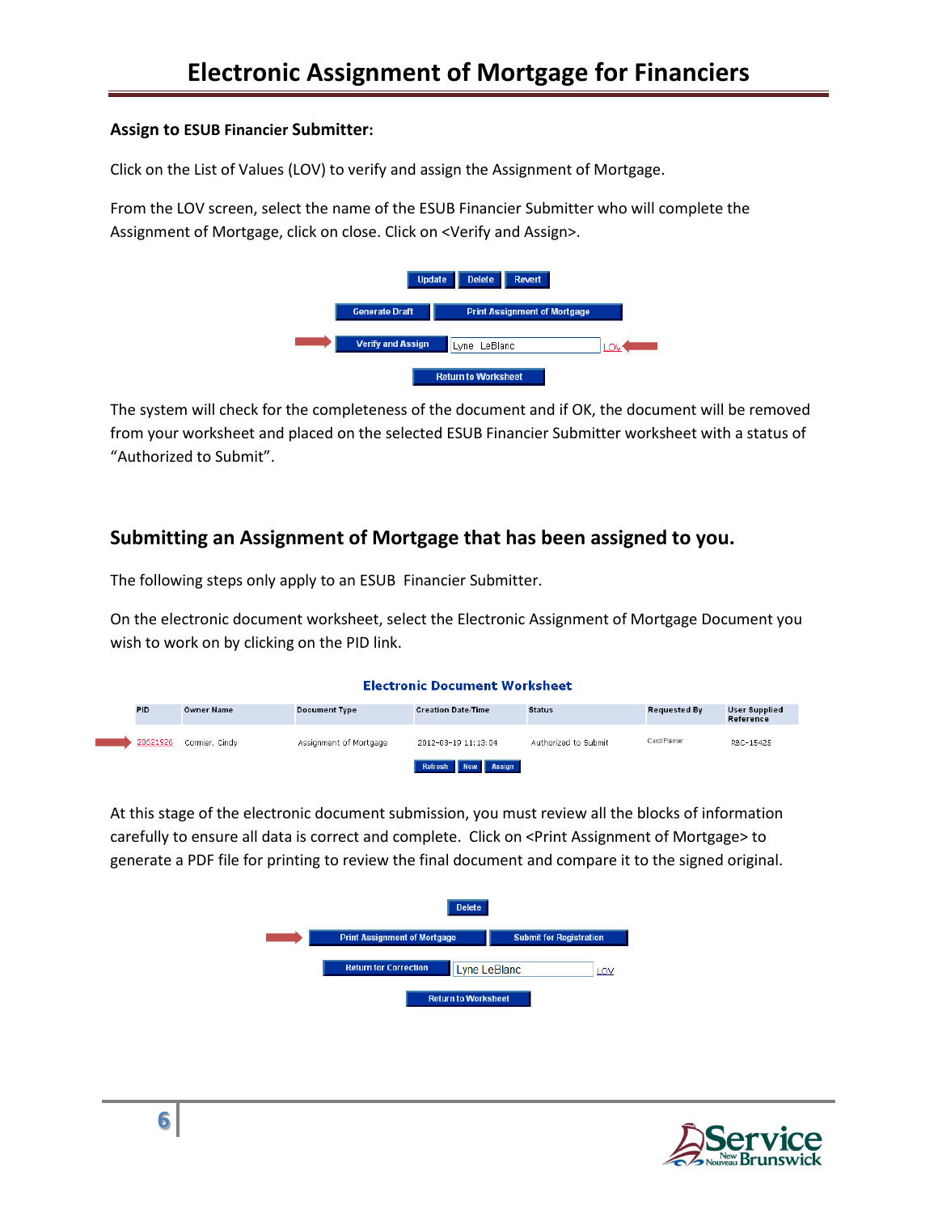**Assign to ESUB Financier Submitter:**

Click on the List of Values (LOV) to verify and assign the Assignment of Mortgage.

From the LOV screen, select the name of the ESUB Financier Submitter who will complete the Assignment of Mortgage, click on close. Click on <Verify and Assign>.

Update | Delete | Revert

Generate Draft | Print Assignment of Mortgage

Verify and Assign | Lyne LeBlanc | LOV

Return to Worksheet

The system will check for the completeness of the document and if OK, the document will be removed from your worksheet and placed on the selected ESUB Financier Submitter worksheet with a status of "Authorized to Submit".

## Submitting an Assignment of Mortgage that has been assigned to you.

The following steps only apply to an ESUB Financier Submitter.

On the electronic document worksheet, select the Electronic Assignment of Mortgage Document you wish to work on by clicking on the PID link.

**Electronic Document Worksheet**

| PID | Owner Name | Document Type | Creation Date/Time | Status | Requested By | User Supplied Reference |
|---|---|---|---|---|---|---|
| 20621926 | Cormier, Cindy | Assignment of Mortgage | 2012-03-19 11:13:04 | Authorized to Submit | Carol Palmer | RBC-15425 |

Refresh | New | Assign

At this stage of the electronic document submission, you must review all the blocks of information carefully to ensure all data is correct and complete. Click on <Print Assignment of Mortgage> to generate a PDF file for printing to review the final document and compare it to the signed original.

Delete

Print Assignment of Mortgage | Submit for Registration

Return for Correction | Lyne LeBlanc | LOV

Return to Worksheet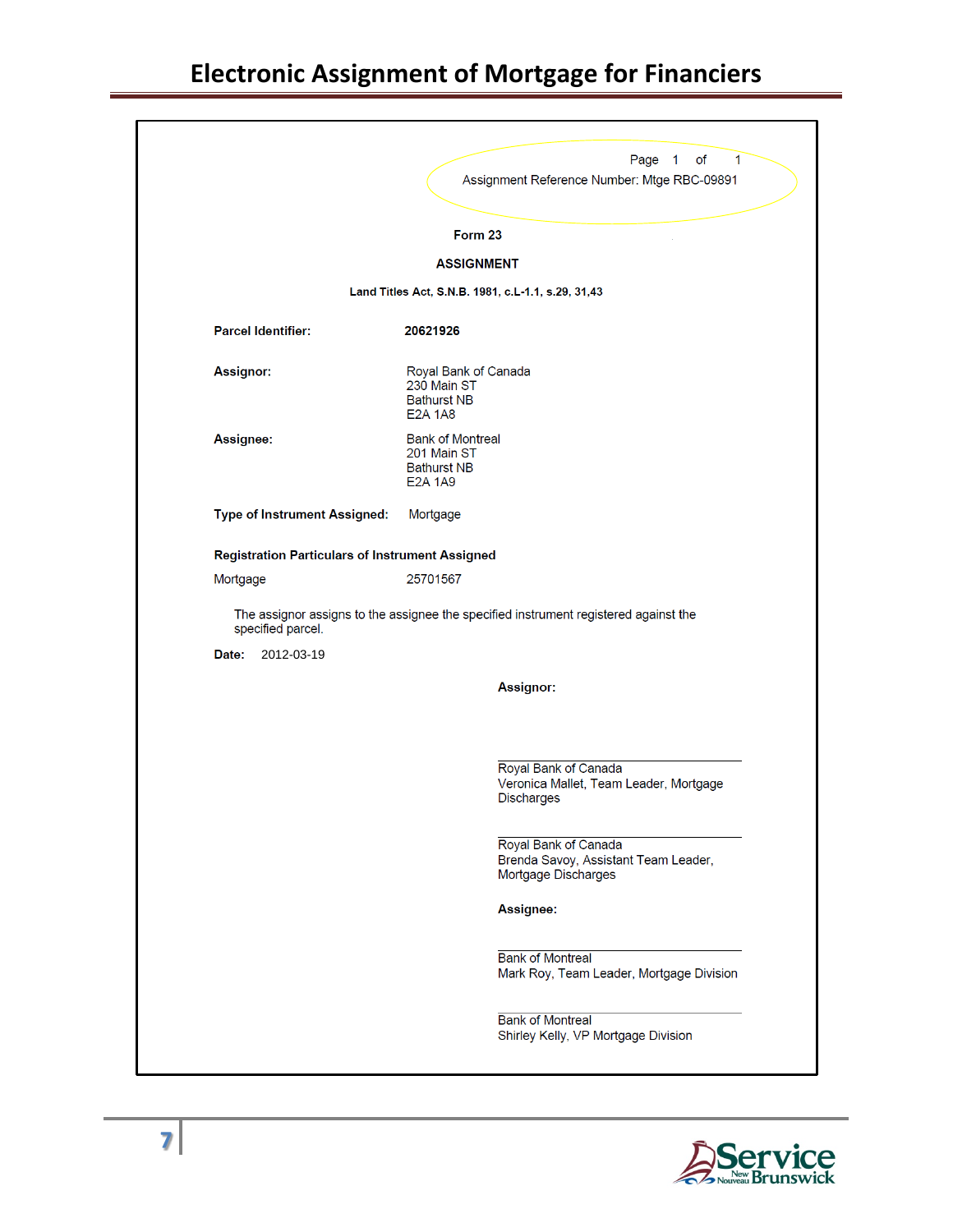Page 1 of 1

Assignment Reference Number: Mtge RBC-09891

**Form 23**

**ASSIGNMENT**

**Land Titles Act, S.N.B. 1981, c.L-1.1, s.29, 31,43**

| | |
|---|---|
| **Parcel Identifier:** | **20621926** |
| **Assignor:** | Royal Bank of Canada<br>230 Main ST<br>Bathurst NB<br>E2A 1A8 |
| **Assignee:** | Bank of Montreal<br>201 Main ST<br>Bathurst NB<br>E2A 1A9 |
| **Type of Instrument Assigned:** | Mortgage |

**Registration Particulars of Instrument Assigned**

| | |
|---|---|
| Mortgage | 25701567 |

The assignor assigns to the assignee the specified instrument registered against the specified parcel.

**Date:** 2012-03-19

**Assignor:**

Royal Bank of Canada
Veronica Mallet, Team Leader, Mortgage Discharges

Royal Bank of Canada
Brenda Savoy, Assistant Team Leader, Mortgage Discharges

**Assignee:**

Bank of Montreal
Mark Roy, Team Leader, Mortgage Division

Bank of Montreal
Shirley Kelly, VP Mortgage Division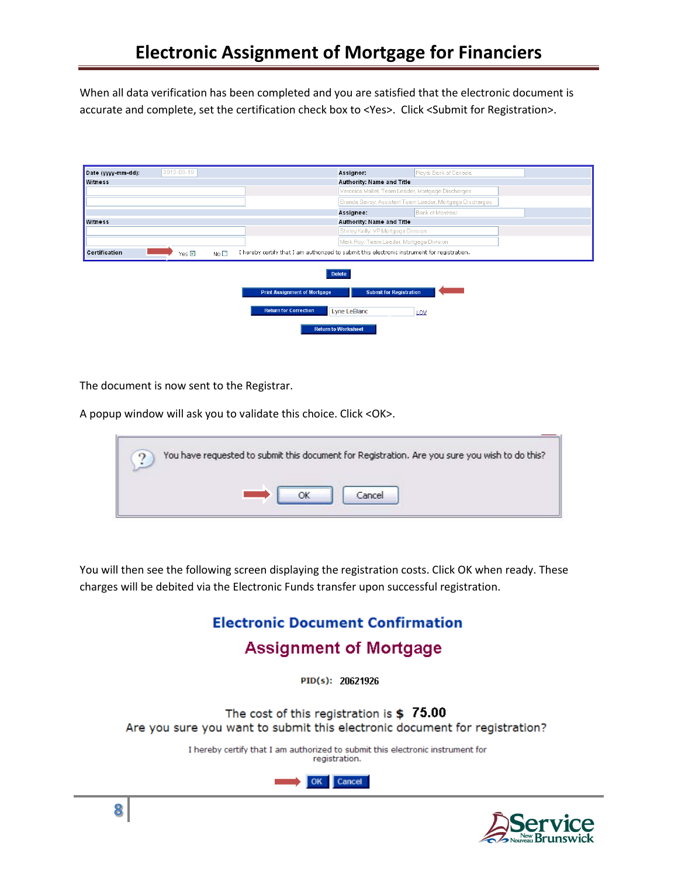# Electronic Assignment of Mortgage for Financiers

When all data verification has been completed and you are satisfied that the electronic document is accurate and complete, set the certification check box to <Yes>. Click <Submit for Registration>.

| Date (yyyy-mm-dd): | 2012-03-19 | Assignor: | Royal Bank of Canada |
|---|---|---|---|
| Witness | | Authority: Name and Title | |
| | | | Veronica Mallet, Team Leader, Mortgage Discharges |
| | | | Brenda Savoy, Assistant Team Leader, Mortgage Discharges |
| | | Assignee: | Bank of Montreal |
| Witness | | Authority: Name and Title | |
| | | | Shirley Kelly, VP Mortgage Division |
| | | | Mark Roy, Team Leader, Mortgage Division |
| Certification | Yes ☑ No ☐ | I hereby certify that I am authorized to submit this electronic instrument for registration. | |

Delete

Print Assignment of Mortgage | Submit for Registration

Return for Correction | Lyne LeBlanc | LOV

Return to Worksheet

The document is now sent to the Registrar.

A popup window will ask you to validate this choice. Click <OK>.

You have requested to submit this document for Registration. Are you sure you wish to do this?

OK | Cancel

You will then see the following screen displaying the registration costs. Click OK when ready. These charges will be debited via the Electronic Funds transfer upon successful registration.

**Electronic Document Confirmation**

**Assignment of Mortgage**

PID(s): 20621926

The cost of this registration is $ 75.00

Are you sure you want to submit this electronic document for registration?

I hereby certify that I am authorized to submit this electronic instrument for registration.

OK | Cancel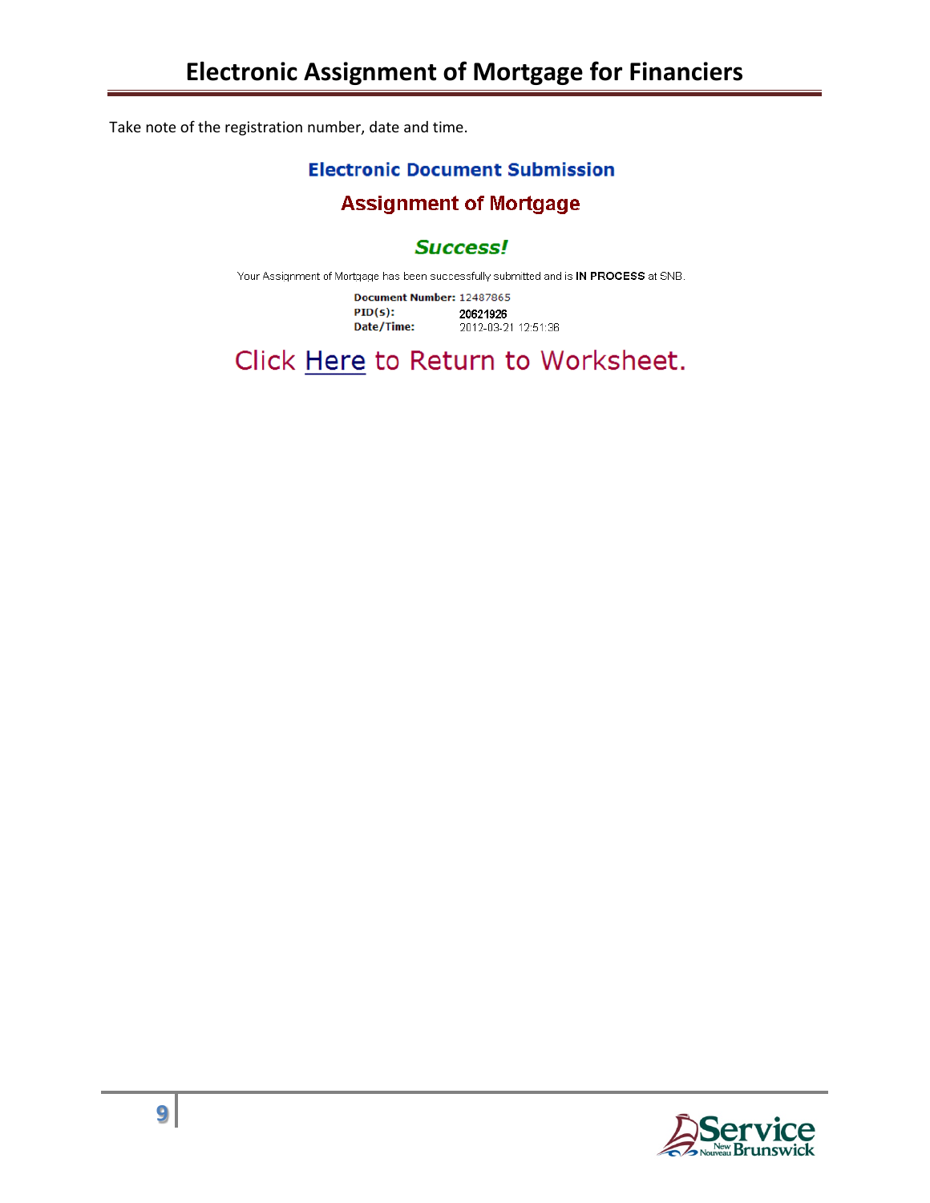Take note of the registration number, date and time.

**Electronic Document Submission**

**Assignment of Mortgage**

***Success!***

Your Assignment of Mortgage has been successfully submitted and is **IN PROCESS** at SNB.

**Document Number:** 12487865
**PID(s):** 20621926
**Date/Time:** 2012-03-21 12:51:36

Click Here to Return to Worksheet.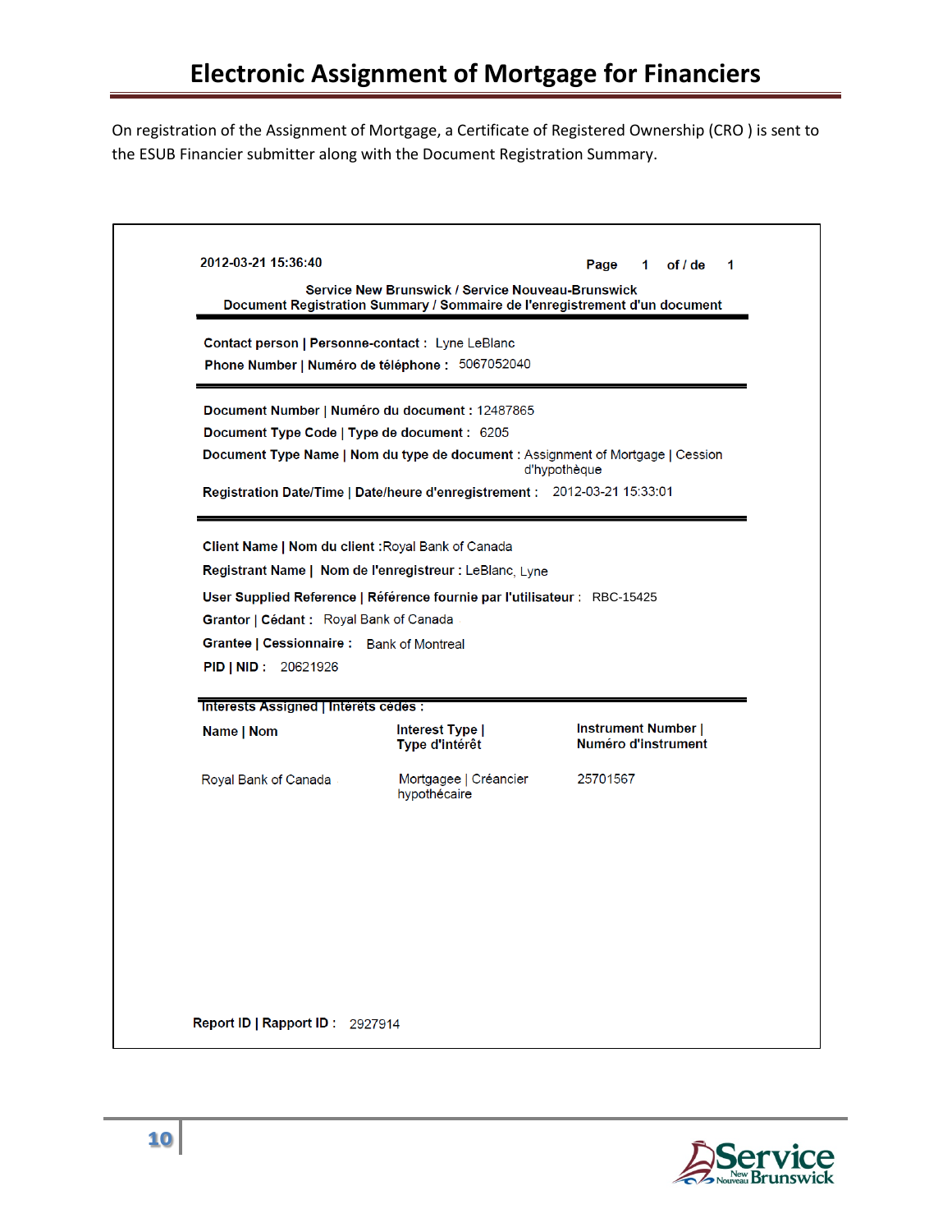# Electronic Assignment of Mortgage for Financiers

On registration of the Assignment of Mortgage, a Certificate of Registered Ownership (CRO ) is sent to the ESUB Financier submitter along with the Document Registration Summary.

2012-03-21 15:36:40 — Page 1 of / de 1

**Service New Brunswick / Service Nouveau-Brunswick**
**Document Registration Summary / Sommaire de l'enregistrement d'un document**

**Contact person | Personne-contact :** Lyne LeBlanc
**Phone Number | Numéro de téléphone :** 5067052040

**Document Number | Numéro du document :** 12487865
**Document Type Code | Type de document :** 6205
**Document Type Name | Nom du type de document :** Assignment of Mortgage | Cession d'hypothèque
**Registration Date/Time | Date/heure d'enregistrement :** 2012-03-21 15:33:01

**Client Name | Nom du client :** Royal Bank of Canada
**Registrant Name | Nom de l'enregistreur :** LeBlanc, Lyne
**User Supplied Reference | Référence fournie par l'utilisateur :** RBC-15425
**Grantor | Cédant :** Royal Bank of Canada
**Grantee | Cessionnaire :** Bank of Montreal
**PID | NID :** 20621926

**Interests Assigned | Intérêts cédés :**

| Name \| Nom | Interest Type \| Type d'intérêt | Instrument Number \| Numéro d'instrument |
|---|---|---|
| Royal Bank of Canada | Mortgagee \| Créancier hypothécaire | 25701567 |

**Report ID | Rapport ID :** 2927914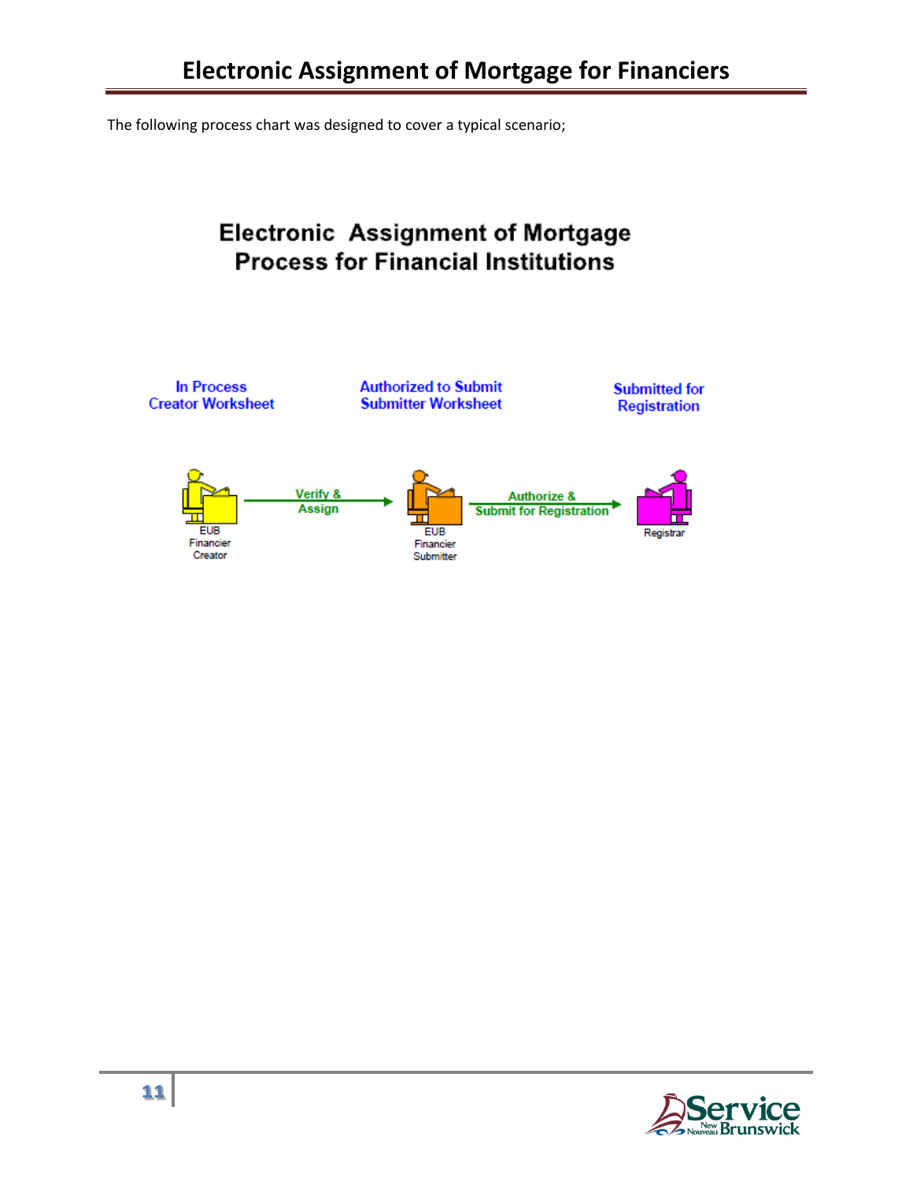# Electronic Assignment of Mortgage for Financiers

The following process chart was designed to cover a typical scenario;

Electronic Assignment of Mortgage
Process for Financial Institutions

In Process
Creator Worksheet

Authorized to Submit
Submitter Worksheet

Submitted for
Registration

EUB
Financier
Creator

Verify &
Assign

EUB
Financier
Submitter

Authorize &
Submit for Registration

Registrar